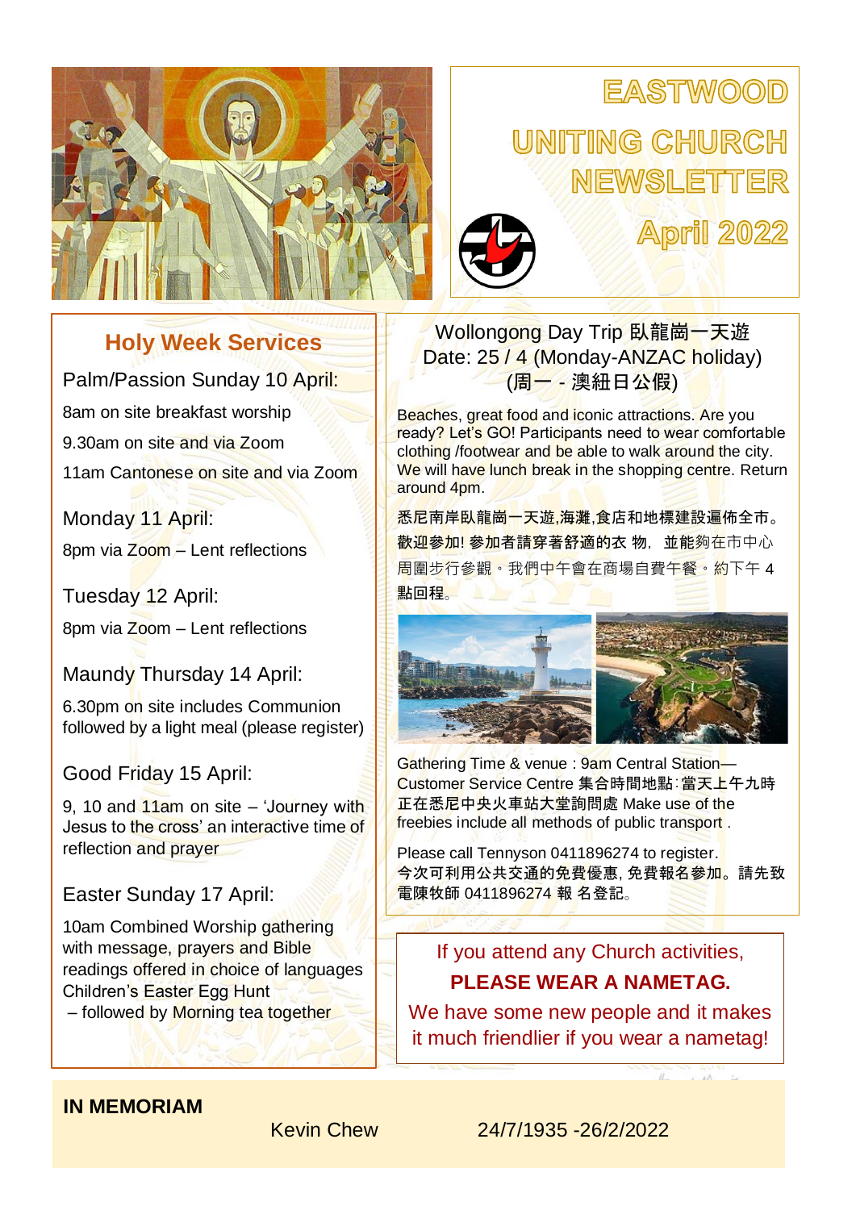# EASTWOOD UNITING CHURCH NEWSLETTER

## April 2022

## Holy Week Services

Palm/Passion Sunday 10 April:

8am on site breakfast worship

9.30am on site and via Zoom

11am Cantonese on site and via Zoom

Monday 11 April:

8pm via Zoom – Lent reflections

Tuesday 12 April:

8pm via Zoom – Lent reflections

Maundy Thursday 14 April:

6.30pm on site includes Communion followed by a light meal (please register)

Good Friday 15 April:

9, 10 and 11am on site – 'Journey with Jesus to the cross' an interactive time of reflection and prayer

Easter Sunday 17 April:

10am Combined Worship gathering with message, prayers and Bible readings offered in choice of languages Children's Easter Egg Hunt
– followed by Morning tea together

## Wollongong Day Trip 臥龍崗一天遊

Date: 25 / 4 (Monday-ANZAC holiday)
(周一 - 澳紐日公假)

Beaches, great food and iconic attractions. Are you ready? Let's GO! Participants need to wear comfortable clothing /footwear and be able to walk around the city. We will have lunch break in the shopping centre. Return around 4pm.

悉尼南岸臥龍崗一天遊,海灘,食店和地標建設遍佈全市。歡迎參加! 參加者請穿著舒適的衣 物，並能夠在市中心周圍步行參觀。我們中午會在商場自費午餐。約下午 4 點回程。

Gathering Time & venue : 9am Central Station—Customer Service Centre 集合時間地點:當天上午九時正在悉尼中央火車站大堂詢問處 Make use of the freebies include all methods of public transport .

Please call Tennyson 0411896274 to register.
今次可利用公共交通的免費優惠, 免費報名參加。請先致電陳牧師 0411896274 報 名登記。

If you attend any Church activities,
**PLEASE WEAR A NAMETAG.**
We have some new people and it makes it much friendlier if you wear a nametag!

**IN MEMORIAM**

Kevin Chew 24/7/1935 -26/2/2022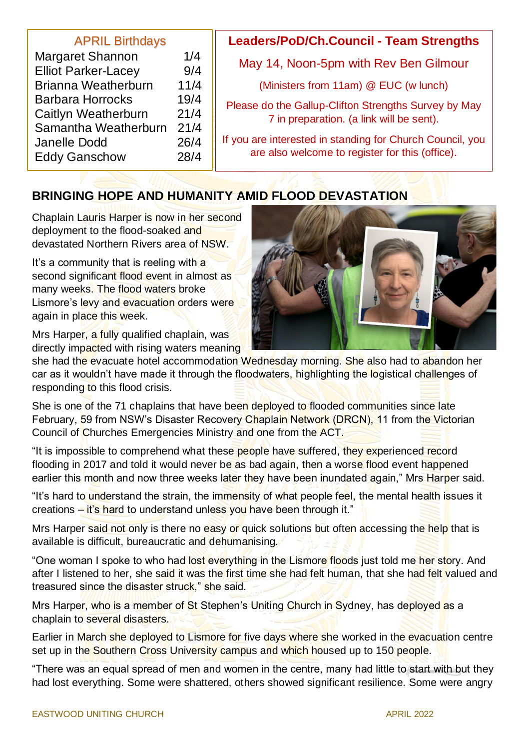## APRIL Birthdays

| Name | Date |
|---|---|
| Margaret Shannon | 1/4 |
| Elliot Parker-Lacey | 9/4 |
| Brianna Weatherburn | 11/4 |
| Barbara Horrocks | 19/4 |
| Caitlyn Weatherburn | 21/4 |
| Samantha Weatherburn | 21/4 |
| Janelle Dodd | 26/4 |
| Eddy Ganschow | 28/4 |

## Leaders/PoD/Ch.Council - Team Strengths

May 14, Noon-5pm with Rev Ben Gilmour

(Ministers from 11am) @ EUC (w lunch)

Please do the Gallup-Clifton Strengths Survey by May 7 in preparation. (a link will be sent).

If you are interested in standing for Church Council, you are also welcome to register for this (office).

## BRINGING HOPE AND HUMANITY AMID FLOOD DEVASTATION

Chaplain Lauris Harper is now in her second deployment to the flood-soaked and devastated Northern Rivers area of NSW.

It's a community that is reeling with a second significant flood event in almost as many weeks. The flood waters broke Lismore's levy and evacuation orders were again in place this week.

Mrs Harper, a fully qualified chaplain, was directly impacted with rising waters meaning she had the evacuate hotel accommodation Wednesday morning. She also had to abandon her car as it wouldn't have made it through the floodwaters, highlighting the logistical challenges of responding to this flood crisis.

She is one of the 71 chaplains that have been deployed to flooded communities since late February, 59 from NSW's Disaster Recovery Chaplain Network (DRCN), 11 from the Victorian Council of Churches Emergencies Ministry and one from the ACT.

"It is impossible to comprehend what these people have suffered, they experienced record flooding in 2017 and told it would never be as bad again, then a worse flood event happened earlier this month and now three weeks later they have been inundated again," Mrs Harper said.

"It's hard to understand the strain, the immensity of what people feel, the mental health issues it creations – it's hard to understand unless you have been through it."

Mrs Harper said not only is there no easy or quick solutions but often accessing the help that is available is difficult, bureaucratic and dehumanising.

"One woman I spoke to who had lost everything in the Lismore floods just told me her story. And after I listened to her, she said it was the first time she had felt human, that she had felt valued and treasured since the disaster struck," she said.

Mrs Harper, who is a member of St Stephen's Uniting Church in Sydney, has deployed as a chaplain to several disasters.

Earlier in March she deployed to Lismore for five days where she worked in the evacuation centre set up in the Southern Cross University campus and which housed up to 150 people.

"There was an equal spread of men and women in the centre, many had little to start with but they had lost everything. Some were shattered, others showed significant resilience. Some were angry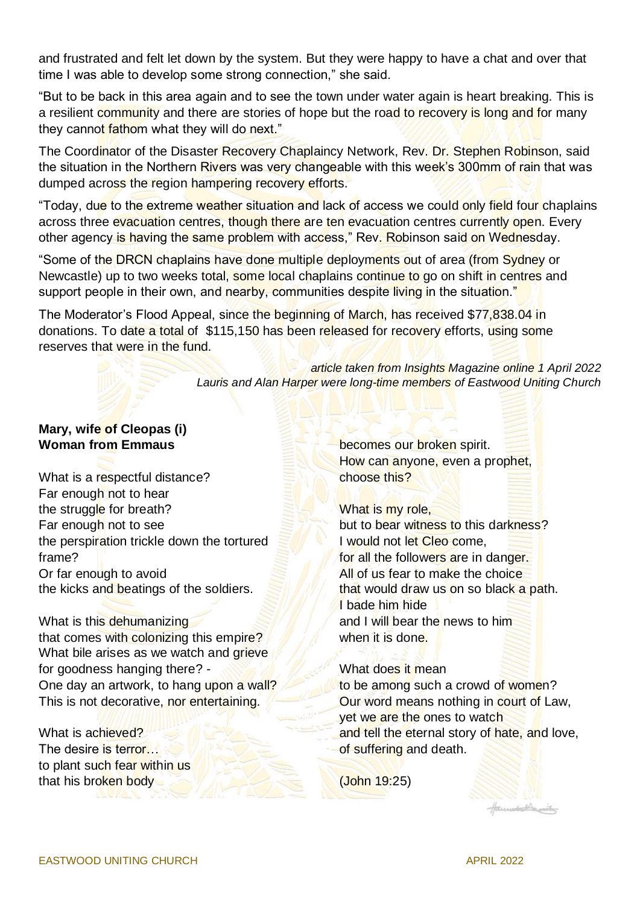and frustrated and felt let down by the system. But they were happy to have a chat and over that time I was able to develop some strong connection," she said.

"But to be back in this area again and to see the town under water again is heart breaking. This is a resilient community and there are stories of hope but the road to recovery is long and for many they cannot fathom what they will do next."

The Coordinator of the Disaster Recovery Chaplaincy Network, Rev. Dr. Stephen Robinson, said the situation in the Northern Rivers was very changeable with this week's 300mm of rain that was dumped across the region hampering recovery efforts.

"Today, due to the extreme weather situation and lack of access we could only field four chaplains across three evacuation centres, though there are ten evacuation centres currently open. Every other agency is having the same problem with access," Rev. Robinson said on Wednesday.

"Some of the DRCN chaplains have done multiple deployments out of area (from Sydney or Newcastle) up to two weeks total, some local chaplains continue to go on shift in centres and support people in their own, and nearby, communities despite living in the situation."

The Moderator's Flood Appeal, since the beginning of March, has received $77,838.04 in donations. To date a total of $115,150 has been released for recovery efforts, using some reserves that were in the fund.

*article taken from Insights Magazine online 1 April 2022*
*Lauris and Alan Harper were long-time members of Eastwood Uniting Church*

**Mary, wife of Cleopas (i)**
**Woman from Emmaus**

What is a respectful distance?
Far enough not to hear
the struggle for breath?
Far enough not to see
the perspiration trickle down the tortured frame?
Or far enough to avoid
the kicks and beatings of the soldiers.

What is this dehumanizing
that comes with colonizing this empire?
What bile arises as we watch and grieve
for goodness hanging there? -
One day an artwork, to hang upon a wall?
This is not decorative, nor entertaining.

What is achieved?
The desire is terror…
to plant such fear within us
that his broken body
becomes our broken spirit.
How can anyone, even a prophet,
choose this?

What is my role,
but to bear witness to this darkness?
I would not let Cleo come,
for all the followers are in danger.
All of us fear to make the choice
that would draw us on so black a path.
I bade him hide
and I will bear the news to him
when it is done.

What does it mean
to be among such a crowd of women?
Our word means nothing in court of Law,
yet we are the ones to watch
and tell the eternal story of hate, and love,
of suffering and death.

(John 19:25)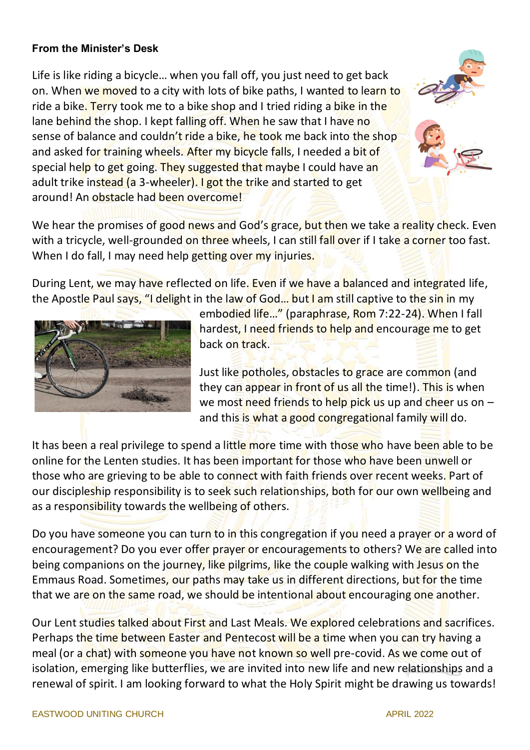**From the Minister's Desk**

Life is like riding a bicycle… when you fall off, you just need to get back on. When we moved to a city with lots of bike paths, I wanted to learn to ride a bike. Terry took me to a bike shop and I tried riding a bike in the lane behind the shop. I kept falling off. When he saw that I have no sense of balance and couldn't ride a bike, he took me back into the shop and asked for training wheels. After my bicycle falls, I needed a bit of special help to get going. They suggested that maybe I could have an adult trike instead (a 3-wheeler). I got the trike and started to get around! An obstacle had been overcome!

We hear the promises of good news and God's grace, but then we take a reality check. Even with a tricycle, well-grounded on three wheels, I can still fall over if I take a corner too fast. When I do fall, I may need help getting over my injuries.

During Lent, we may have reflected on life. Even if we have a balanced and integrated life, the Apostle Paul says, "I delight in the law of God… but I am still captive to the sin in my embodied life…" (paraphrase, Rom 7:22-24). When I fall hardest, I need friends to help and encourage me to get back on track.

Just like potholes, obstacles to grace are common (and they can appear in front of us all the time!). This is when we most need friends to help pick us up and cheer us on – and this is what a good congregational family will do.

It has been a real privilege to spend a little more time with those who have been able to be online for the Lenten studies. It has been important for those who have been unwell or those who are grieving to be able to connect with faith friends over recent weeks. Part of our discipleship responsibility is to seek such relationships, both for our own wellbeing and as a responsibility towards the wellbeing of others.

Do you have someone you can turn to in this congregation if you need a prayer or a word of encouragement? Do you ever offer prayer or encouragements to others? We are called into being companions on the journey, like pilgrims, like the couple walking with Jesus on the Emmaus Road. Sometimes, our paths may take us in different directions, but for the time that we are on the same road, we should be intentional about encouraging one another.

Our Lent studies talked about First and Last Meals. We explored celebrations and sacrifices. Perhaps the time between Easter and Pentecost will be a time when you can try having a meal (or a chat) with someone you have not known so well pre-covid. As we come out of isolation, emerging like butterflies, we are invited into new life and new relationships and a renewal of spirit. I am looking forward to what the Holy Spirit might be drawing us towards!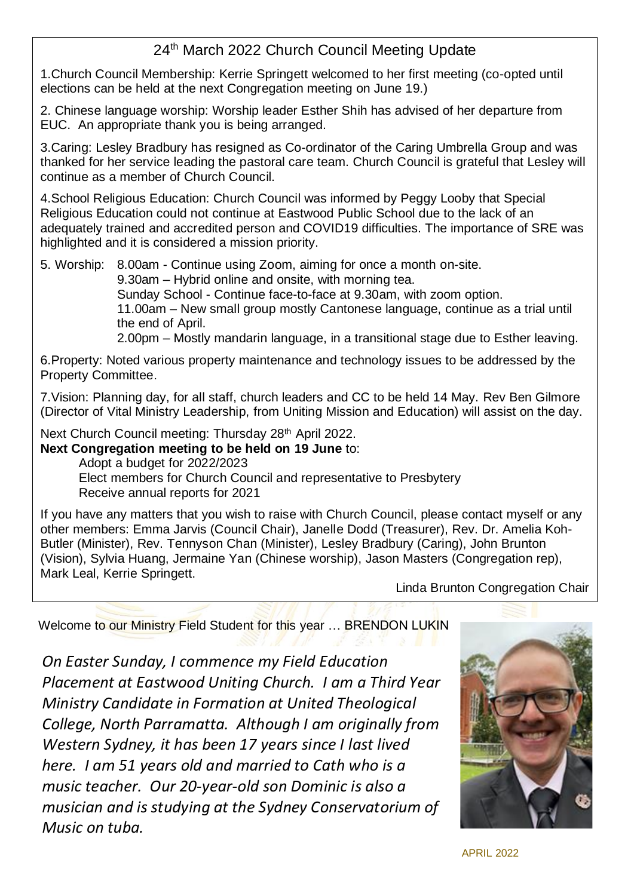## 24th March 2022 Church Council Meeting Update

1.Church Council Membership: Kerrie Springett welcomed to her first meeting (co-opted until elections can be held at the next Congregation meeting on June 19.)

2. Chinese language worship: Worship leader Esther Shih has advised of her departure from EUC. An appropriate thank you is being arranged.

3.Caring: Lesley Bradbury has resigned as Co-ordinator of the Caring Umbrella Group and was thanked for her service leading the pastoral care team. Church Council is grateful that Lesley will continue as a member of Church Council.

4.School Religious Education: Church Council was informed by Peggy Looby that Special Religious Education could not continue at Eastwood Public School due to the lack of an adequately trained and accredited person and COVID19 difficulties. The importance of SRE was highlighted and it is considered a mission priority.

5. Worship:
- 8.00am - Continue using Zoom, aiming for once a month on-site.
- 9.30am – Hybrid online and onsite, with morning tea.
- Sunday School - Continue face-to-face at 9.30am, with zoom option.
- 11.00am – New small group mostly Cantonese language, continue as a trial until the end of April.
- 2.00pm – Mostly mandarin language, in a transitional stage due to Esther leaving.

6.Property: Noted various property maintenance and technology issues to be addressed by the Property Committee.

7.Vision: Planning day, for all staff, church leaders and CC to be held 14 May. Rev Ben Gilmore (Director of Vital Ministry Leadership, from Uniting Mission and Education) will assist on the day.

Next Church Council meeting: Thursday 28th April 2022.

**Next Congregation meeting to be held on 19 June** to:
- Adopt a budget for 2022/2023
- Elect members for Church Council and representative to Presbytery
- Receive annual reports for 2021

If you have any matters that you wish to raise with Church Council, please contact myself or any other members: Emma Jarvis (Council Chair), Janelle Dodd (Treasurer), Rev. Dr. Amelia Koh-Butler (Minister), Rev. Tennyson Chan (Minister), Lesley Bradbury (Caring), John Brunton (Vision), Sylvia Huang, Jermaine Yan (Chinese worship), Jason Masters (Congregation rep), Mark Leal, Kerrie Springett.

Linda Brunton Congregation Chair

Welcome to our Ministry Field Student for this year … BRENDON LUKIN

*On Easter Sunday, I commence my Field Education Placement at Eastwood Uniting Church. I am a Third Year Ministry Candidate in Formation at United Theological College, North Parramatta. Although I am originally from Western Sydney, it has been 17 years since I last lived here. I am 51 years old and married to Cath who is a music teacher. Our 20-year-old son Dominic is also a musician and is studying at the Sydney Conservatorium of Music on tuba.*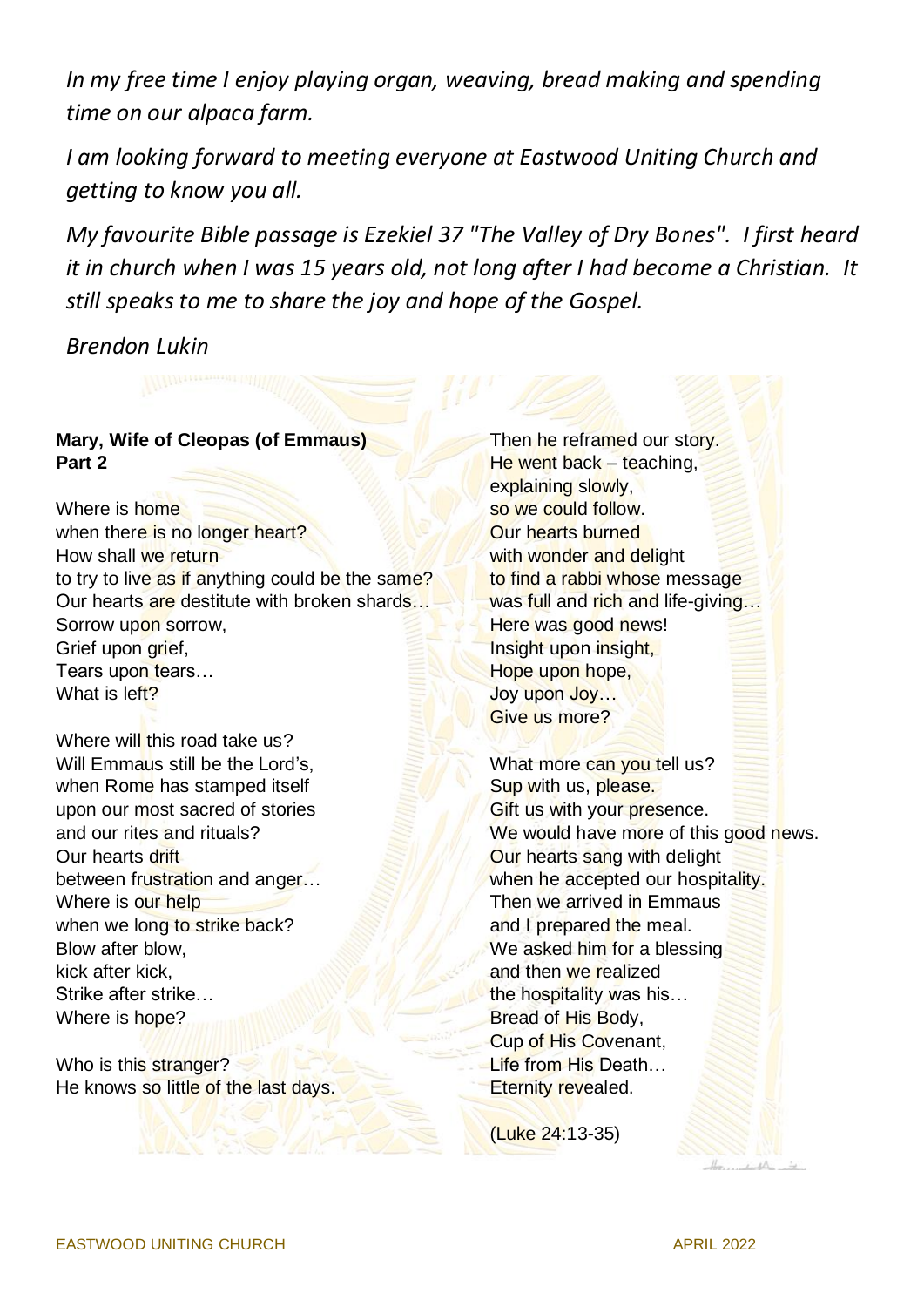*In my free time I enjoy playing organ, weaving, bread making and spending time on our alpaca farm.*

*I am looking forward to meeting everyone at Eastwood Uniting Church and getting to know you all.*

*My favourite Bible passage is Ezekiel 37 "The Valley of Dry Bones". I first heard it in church when I was 15 years old, not long after I had become a Christian. It still speaks to me to share the joy and hope of the Gospel.*

*Brendon Lukin*

**Mary, Wife of Cleopas (of Emmaus)**
**Part 2**

Where is home
when there is no longer heart?
How shall we return
to try to live as if anything could be the same?
Our hearts are destitute with broken shards…
Sorrow upon sorrow,
Grief upon grief,
Tears upon tears…
What is left?

Where will this road take us?
Will Emmaus still be the Lord's,
when Rome has stamped itself
upon our most sacred of stories
and our rites and rituals?
Our hearts drift
between frustration and anger…
Where is our help
when we long to strike back?
Blow after blow,
kick after kick,
Strike after strike…
Where is hope?

Who is this stranger?
He knows so little of the last days.
Then he reframed our story.
He went back – teaching,
explaining slowly,
so we could follow.
Our hearts burned
with wonder and delight
to find a rabbi whose message
was full and rich and life-giving…
Here was good news!
Insight upon insight,
Hope upon hope,
Joy upon Joy…
Give us more?

What more can you tell us?
Sup with us, please.
Gift us with your presence.
We would have more of this good news.
Our hearts sang with delight
when he accepted our hospitality.
Then we arrived in Emmaus
and I prepared the meal.
We asked him for a blessing
and then we realized
the hospitality was his…
Bread of His Body,
Cup of His Covenant,
Life from His Death…
Eternity revealed.

(Luke 24:13-35)